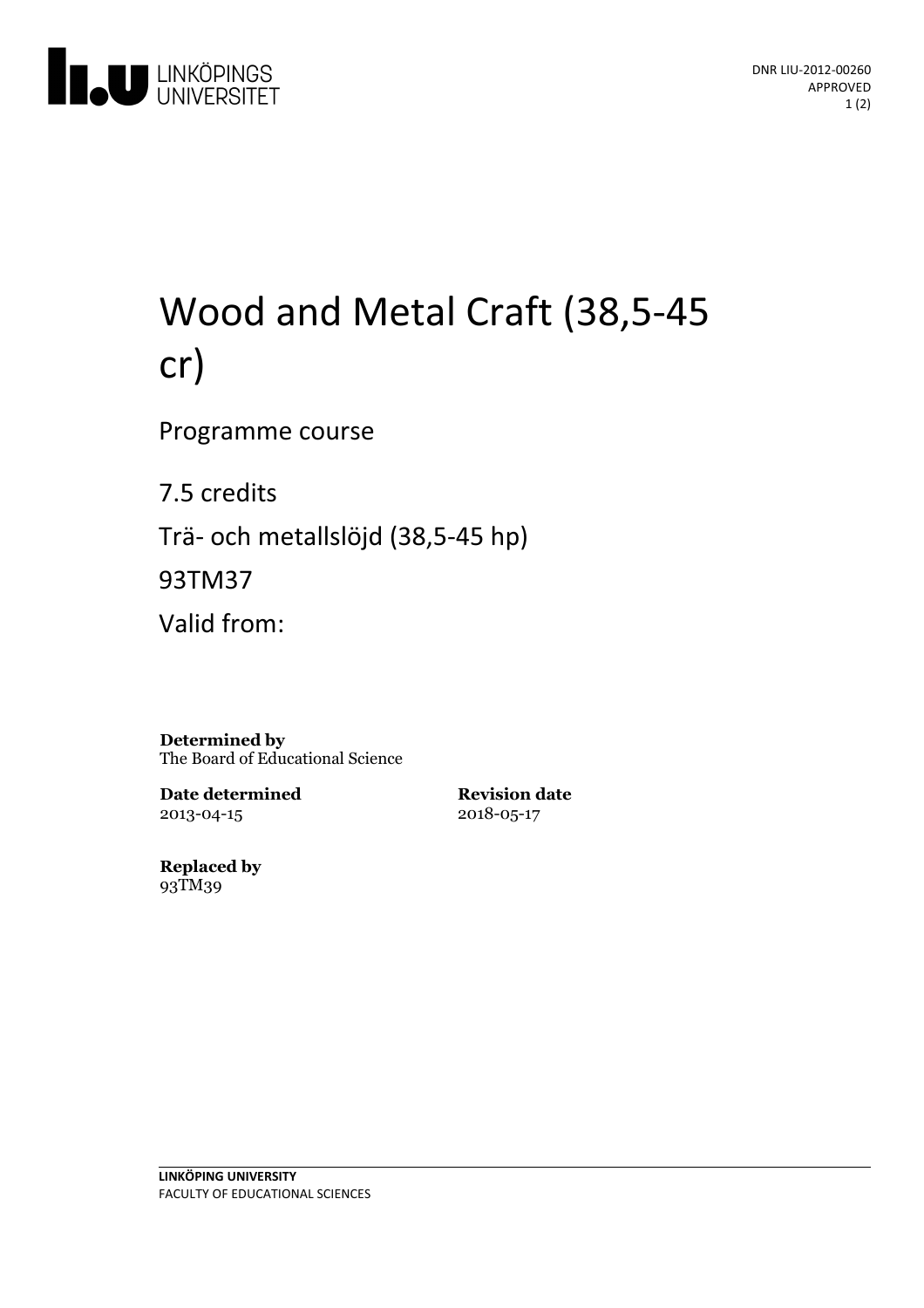DNR LIU-2012-00260
APPROVED

# Wood and Metal Craft (38,5-45 cr)

Programme course

7.5 credits

Trä- och metallslöjd (38,5-45 hp)

93TM37

Valid from:

**Determined by**
The Board of Educational Science

**Date determined**
2013-04-15

**Revision date**
2018-05-17

**Replaced by**
93TM39

**LINKÖPING UNIVERSITY**
FACULTY OF EDUCATIONAL SCIENCES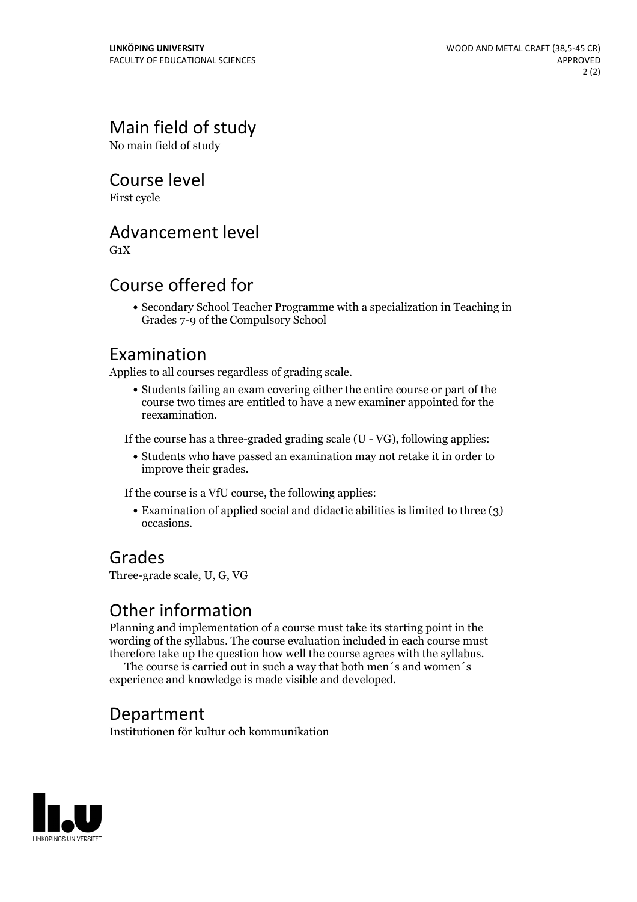## Main field of study

No main field of study

## Course level

First cycle

## Advancement level

G1X

## Course offered for

- Secondary School Teacher Programme with a specialization in Teaching in Grades 7-9 of the Compulsory School

## Examination

Applies to all courses regardless of grading scale.

- Students failing an exam covering either the entire course or part of the course two times are entitled to have a new examiner appointed for the reexamination.

If the course has a three-graded grading scale (U - VG), following applies:

- Students who have passed an examination may not retake it in order to improve their grades.

If the course is a VfU course, the following applies:

- Examination of applied social and didactic abilities is limited to three (3) occasions.

## Grades

Three-grade scale, U, G, VG

## Other information

Planning and implementation of a course must take its starting point in the wording of the syllabus. The course evaluation included in each course must therefore take up the question how well the course agrees with the syllabus.

The course is carried out in such a way that both men´s and women´s experience and knowledge is made visible and developed.

## Department

Institutionen för kultur och kommunikation